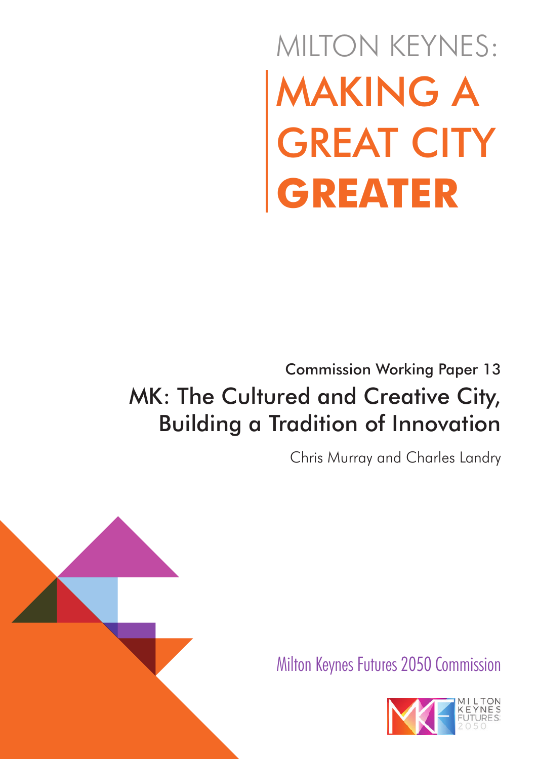# MILTON KEYNES: MAKING A GREAT CITY **GREATER**

Commission Working Paper 13

## MK: The Cultured and Creative City, Building a Tradition of Innovation

Chris Murray and Charles Landry

Milton Keynes Futures 2050 Commission

MILTON KEYNES FUTURES 2050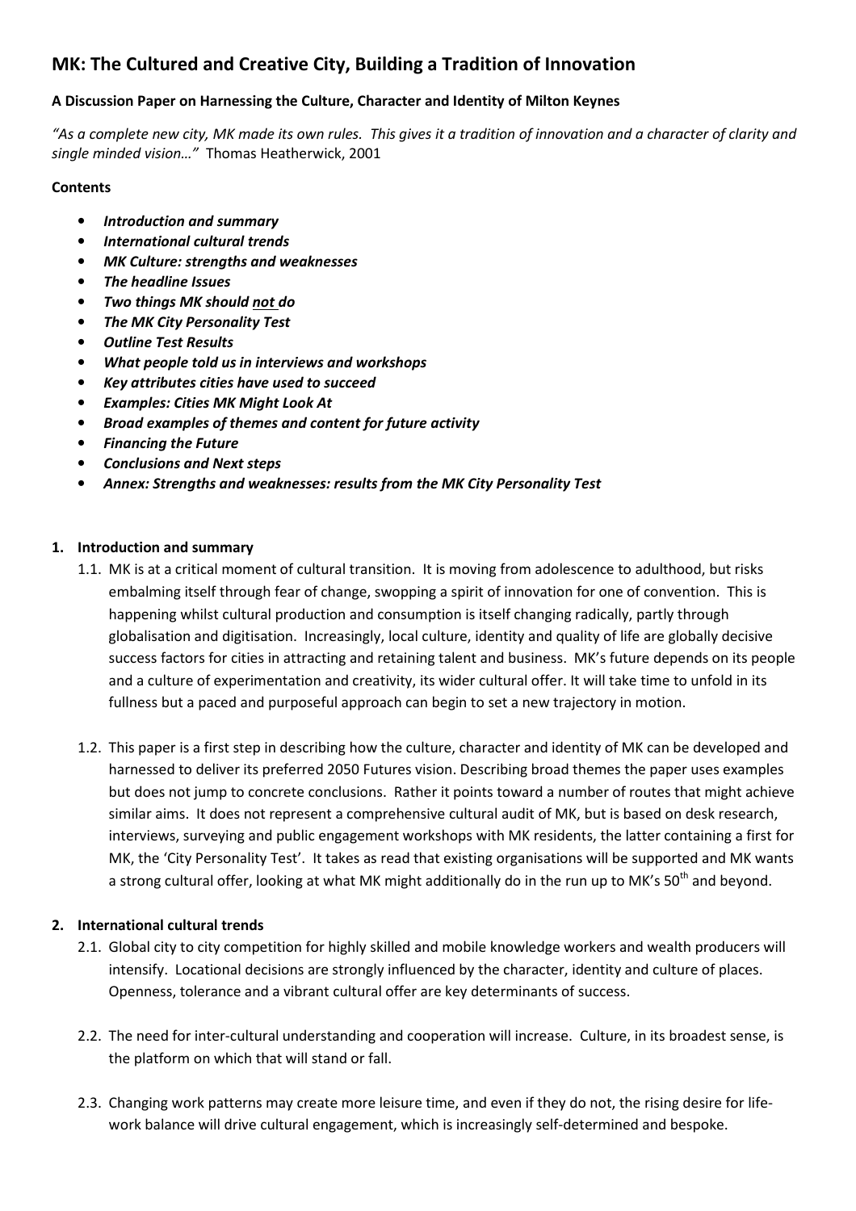# MK: The Cultured and Creative City, Building a Tradition of Innovation

**A Discussion Paper on Harnessing the Culture, Character and Identity of Milton Keynes**

*"As a complete new city, MK made its own rules. This gives it a tradition of innovation and a character of clarity and single minded vision…"* Thomas Heatherwick, 2001

**Contents**

- ***Introduction and summary***
- ***International cultural trends***
- ***MK Culture: strengths and weaknesses***
- ***The headline Issues***
- ***Two things MK should <u>not</u> do***
- ***The MK City Personality Test***
- ***Outline Test Results***
- ***What people told us in interviews and workshops***
- ***Key attributes cities have used to succeed***
- ***Examples: Cities MK Might Look At***
- ***Broad examples of themes and content for future activity***
- ***Financing the Future***
- ***Conclusions and Next steps***
- ***Annex: Strengths and weaknesses: results from the MK City Personality Test***

## 1. Introduction and summary

1.1. MK is at a critical moment of cultural transition. It is moving from adolescence to adulthood, but risks embalming itself through fear of change, swopping a spirit of innovation for one of convention. This is happening whilst cultural production and consumption is itself changing radically, partly through globalisation and digitisation. Increasingly, local culture, identity and quality of life are globally decisive success factors for cities in attracting and retaining talent and business. MK's future depends on its people and a culture of experimentation and creativity, its wider cultural offer. It will take time to unfold in its fullness but a paced and purposeful approach can begin to set a new trajectory in motion.

1.2. This paper is a first step in describing how the culture, character and identity of MK can be developed and harnessed to deliver its preferred 2050 Futures vision. Describing broad themes the paper uses examples but does not jump to concrete conclusions. Rather it points toward a number of routes that might achieve similar aims. It does not represent a comprehensive cultural audit of MK, but is based on desk research, interviews, surveying and public engagement workshops with MK residents, the latter containing a first for MK, the 'City Personality Test'. It takes as read that existing organisations will be supported and MK wants a strong cultural offer, looking at what MK might additionally do in the run up to MK's 50th and beyond.

## 2. International cultural trends

2.1. Global city to city competition for highly skilled and mobile knowledge workers and wealth producers will intensify. Locational decisions are strongly influenced by the character, identity and culture of places. Openness, tolerance and a vibrant cultural offer are key determinants of success.

2.2. The need for inter-cultural understanding and cooperation will increase. Culture, in its broadest sense, is the platform on which that will stand or fall.

2.3. Changing work patterns may create more leisure time, and even if they do not, the rising desire for life-work balance will drive cultural engagement, which is increasingly self-determined and bespoke.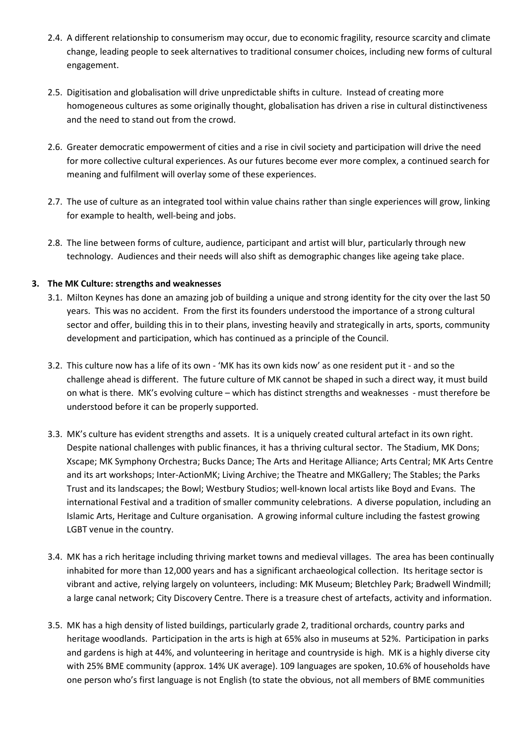2.4. A different relationship to consumerism may occur, due to economic fragility, resource scarcity and climate change, leading people to seek alternatives to traditional consumer choices, including new forms of cultural engagement.

2.5. Digitisation and globalisation will drive unpredictable shifts in culture. Instead of creating more homogeneous cultures as some originally thought, globalisation has driven a rise in cultural distinctiveness and the need to stand out from the crowd.

2.6. Greater democratic empowerment of cities and a rise in civil society and participation will drive the need for more collective cultural experiences. As our futures become ever more complex, a continued search for meaning and fulfilment will overlay some of these experiences.

2.7. The use of culture as an integrated tool within value chains rather than single experiences will grow, linking for example to health, well-being and jobs.

2.8. The line between forms of culture, audience, participant and artist will blur, particularly through new technology. Audiences and their needs will also shift as demographic changes like ageing take place.

## 3. The MK Culture: strengths and weaknesses

3.1. Milton Keynes has done an amazing job of building a unique and strong identity for the city over the last 50 years. This was no accident. From the first its founders understood the importance of a strong cultural sector and offer, building this in to their plans, investing heavily and strategically in arts, sports, community development and participation, which has continued as a principle of the Council.

3.2. This culture now has a life of its own - 'MK has its own kids now' as one resident put it - and so the challenge ahead is different. The future culture of MK cannot be shaped in such a direct way, it must build on what is there. MK's evolving culture – which has distinct strengths and weaknesses - must therefore be understood before it can be properly supported.

3.3. MK's culture has evident strengths and assets. It is a uniquely created cultural artefact in its own right. Despite national challenges with public finances, it has a thriving cultural sector. The Stadium, MK Dons; Xscape; MK Symphony Orchestra; Bucks Dance; The Arts and Heritage Alliance; Arts Central; MK Arts Centre and its art workshops; Inter-ActionMK; Living Archive; the Theatre and MKGallery; The Stables; the Parks Trust and its landscapes; the Bowl; Westbury Studios; well-known local artists like Boyd and Evans. The international Festival and a tradition of smaller community celebrations. A diverse population, including an Islamic Arts, Heritage and Culture organisation. A growing informal culture including the fastest growing LGBT venue in the country.

3.4. MK has a rich heritage including thriving market towns and medieval villages. The area has been continually inhabited for more than 12,000 years and has a significant archaeological collection. Its heritage sector is vibrant and active, relying largely on volunteers, including: MK Museum; Bletchley Park; Bradwell Windmill; a large canal network; City Discovery Centre. There is a treasure chest of artefacts, activity and information.

3.5. MK has a high density of listed buildings, particularly grade 2, traditional orchards, country parks and heritage woodlands. Participation in the arts is high at 65% also in museums at 52%. Participation in parks and gardens is high at 44%, and volunteering in heritage and countryside is high. MK is a highly diverse city with 25% BME community (approx. 14% UK average). 109 languages are spoken, 10.6% of households have one person who's first language is not English (to state the obvious, not all members of BME communities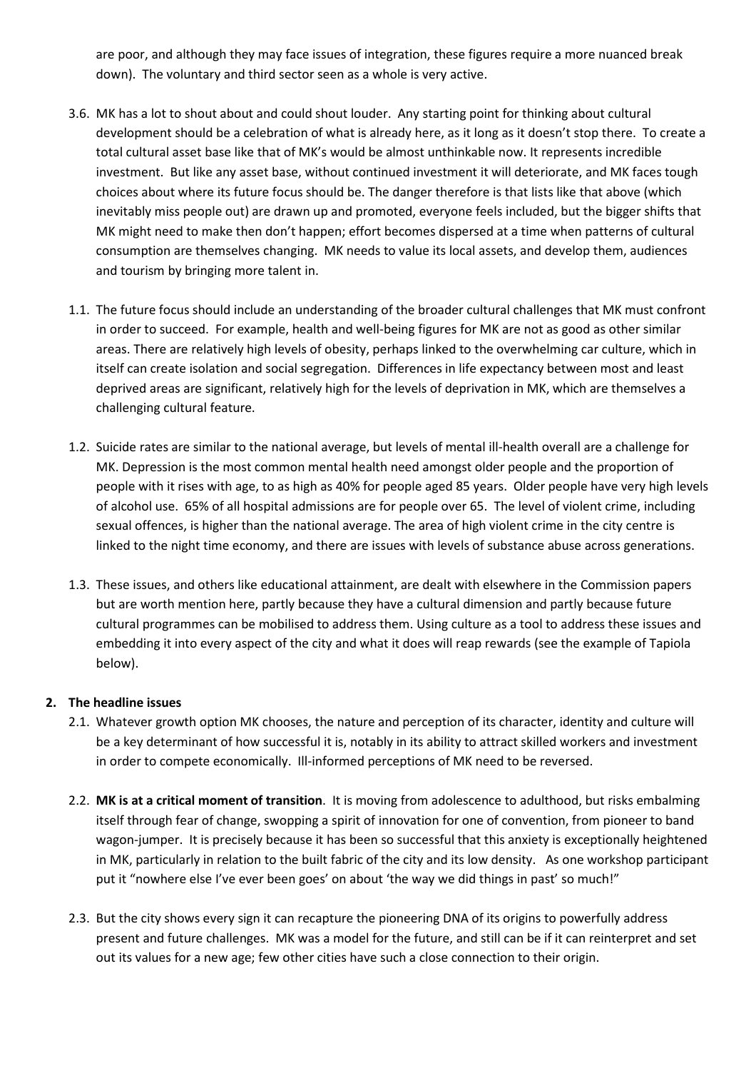are poor, and although they may face issues of integration, these figures require a more nuanced break down). The voluntary and third sector seen as a whole is very active.

3.6. MK has a lot to shout about and could shout louder. Any starting point for thinking about cultural development should be a celebration of what is already here, as it long as it doesn't stop there. To create a total cultural asset base like that of MK's would be almost unthinkable now. It represents incredible investment. But like any asset base, without continued investment it will deteriorate, and MK faces tough choices about where its future focus should be. The danger therefore is that lists like that above (which inevitably miss people out) are drawn up and promoted, everyone feels included, but the bigger shifts that MK might need to make then don't happen; effort becomes dispersed at a time when patterns of cultural consumption are themselves changing. MK needs to value its local assets, and develop them, audiences and tourism by bringing more talent in.

1.1. The future focus should include an understanding of the broader cultural challenges that MK must confront in order to succeed. For example, health and well-being figures for MK are not as good as other similar areas. There are relatively high levels of obesity, perhaps linked to the overwhelming car culture, which in itself can create isolation and social segregation. Differences in life expectancy between most and least deprived areas are significant, relatively high for the levels of deprivation in MK, which are themselves a challenging cultural feature.

1.2. Suicide rates are similar to the national average, but levels of mental ill-health overall are a challenge for MK. Depression is the most common mental health need amongst older people and the proportion of people with it rises with age, to as high as 40% for people aged 85 years. Older people have very high levels of alcohol use. 65% of all hospital admissions are for people over 65. The level of violent crime, including sexual offences, is higher than the national average. The area of high violent crime in the city centre is linked to the night time economy, and there are issues with levels of substance abuse across generations.

1.3. These issues, and others like educational attainment, are dealt with elsewhere in the Commission papers but are worth mention here, partly because they have a cultural dimension and partly because future cultural programmes can be mobilised to address them. Using culture as a tool to address these issues and embedding it into every aspect of the city and what it does will reap rewards (see the example of Tapiola below).

## 2. The headline issues

2.1. Whatever growth option MK chooses, the nature and perception of its character, identity and culture will be a key determinant of how successful it is, notably in its ability to attract skilled workers and investment in order to compete economically. Ill-informed perceptions of MK need to be reversed.

2.2. **MK is at a critical moment of transition**. It is moving from adolescence to adulthood, but risks embalming itself through fear of change, swopping a spirit of innovation for one of convention, from pioneer to band wagon-jumper. It is precisely because it has been so successful that this anxiety is exceptionally heightened in MK, particularly in relation to the built fabric of the city and its low density. As one workshop participant put it "nowhere else I've ever been goes' on about 'the way we did things in past' so much!"

2.3. But the city shows every sign it can recapture the pioneering DNA of its origins to powerfully address present and future challenges. MK was a model for the future, and still can be if it can reinterpret and set out its values for a new age; few other cities have such a close connection to their origin.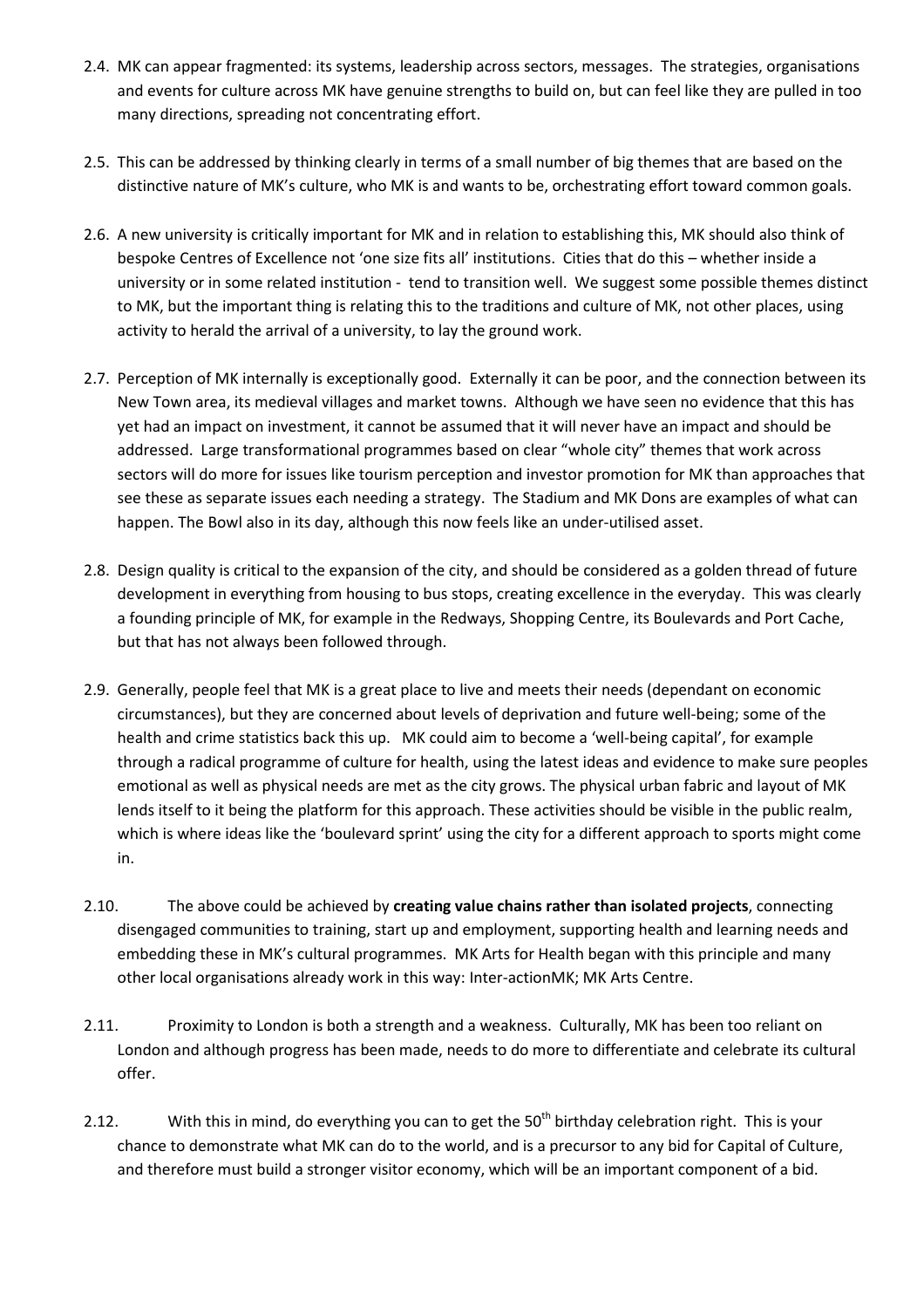2.4. MK can appear fragmented: its systems, leadership across sectors, messages. The strategies, organisations and events for culture across MK have genuine strengths to build on, but can feel like they are pulled in too many directions, spreading not concentrating effort.

2.5. This can be addressed by thinking clearly in terms of a small number of big themes that are based on the distinctive nature of MK's culture, who MK is and wants to be, orchestrating effort toward common goals.

2.6. A new university is critically important for MK and in relation to establishing this, MK should also think of bespoke Centres of Excellence not 'one size fits all' institutions. Cities that do this – whether inside a university or in some related institution - tend to transition well. We suggest some possible themes distinct to MK, but the important thing is relating this to the traditions and culture of MK, not other places, using activity to herald the arrival of a university, to lay the ground work.

2.7. Perception of MK internally is exceptionally good. Externally it can be poor, and the connection between its New Town area, its medieval villages and market towns. Although we have seen no evidence that this has yet had an impact on investment, it cannot be assumed that it will never have an impact and should be addressed. Large transformational programmes based on clear "whole city" themes that work across sectors will do more for issues like tourism perception and investor promotion for MK than approaches that see these as separate issues each needing a strategy. The Stadium and MK Dons are examples of what can happen. The Bowl also in its day, although this now feels like an under-utilised asset.

2.8. Design quality is critical to the expansion of the city, and should be considered as a golden thread of future development in everything from housing to bus stops, creating excellence in the everyday. This was clearly a founding principle of MK, for example in the Redways, Shopping Centre, its Boulevards and Port Cache, but that has not always been followed through.

2.9. Generally, people feel that MK is a great place to live and meets their needs (dependant on economic circumstances), but they are concerned about levels of deprivation and future well-being; some of the health and crime statistics back this up. MK could aim to become a 'well-being capital', for example through a radical programme of culture for health, using the latest ideas and evidence to make sure peoples emotional as well as physical needs are met as the city grows. The physical urban fabric and layout of MK lends itself to it being the platform for this approach. These activities should be visible in the public realm, which is where ideas like the 'boulevard sprint' using the city for a different approach to sports might come in.

2.10. The above could be achieved by **creating value chains rather than isolated projects**, connecting disengaged communities to training, start up and employment, supporting health and learning needs and embedding these in MK's cultural programmes. MK Arts for Health began with this principle and many other local organisations already work in this way: Inter-actionMK; MK Arts Centre.

2.11. Proximity to London is both a strength and a weakness. Culturally, MK has been too reliant on London and although progress has been made, needs to do more to differentiate and celebrate its cultural offer.

2.12. With this in mind, do everything you can to get the 50th birthday celebration right. This is your chance to demonstrate what MK can do to the world, and is a precursor to any bid for Capital of Culture, and therefore must build a stronger visitor economy, which will be an important component of a bid.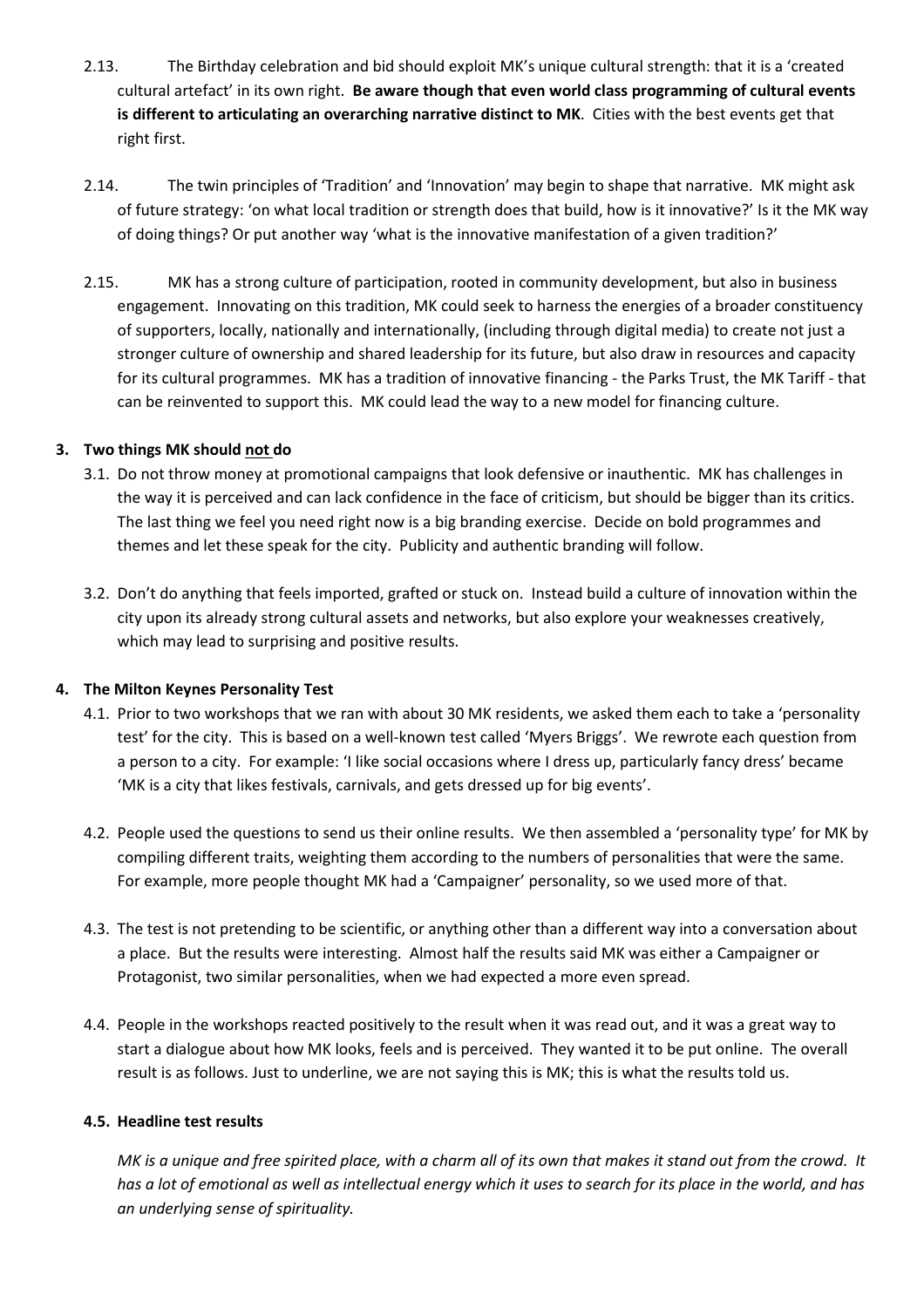2.13. The Birthday celebration and bid should exploit MK's unique cultural strength: that it is a 'created cultural artefact' in its own right. **Be aware though that even world class programming of cultural events is different to articulating an overarching narrative distinct to MK**. Cities with the best events get that right first.

2.14. The twin principles of 'Tradition' and 'Innovation' may begin to shape that narrative. MK might ask of future strategy: 'on what local tradition or strength does that build, how is it innovative?' Is it the MK way of doing things? Or put another way 'what is the innovative manifestation of a given tradition?'

2.15. MK has a strong culture of participation, rooted in community development, but also in business engagement. Innovating on this tradition, MK could seek to harness the energies of a broader constituency of supporters, locally, nationally and internationally, (including through digital media) to create not just a stronger culture of ownership and shared leadership for its future, but also draw in resources and capacity for its cultural programmes. MK has a tradition of innovative financing - the Parks Trust, the MK Tariff - that can be reinvented to support this. MK could lead the way to a new model for financing culture.

## 3. Two things MK should <u>not</u> do

3.1. Do not throw money at promotional campaigns that look defensive or inauthentic. MK has challenges in the way it is perceived and can lack confidence in the face of criticism, but should be bigger than its critics. The last thing we feel you need right now is a big branding exercise. Decide on bold programmes and themes and let these speak for the city. Publicity and authentic branding will follow.

3.2. Don't do anything that feels imported, grafted or stuck on. Instead build a culture of innovation within the city upon its already strong cultural assets and networks, but also explore your weaknesses creatively, which may lead to surprising and positive results.

## 4. The Milton Keynes Personality Test

4.1. Prior to two workshops that we ran with about 30 MK residents, we asked them each to take a 'personality test' for the city. This is based on a well-known test called 'Myers Briggs'. We rewrote each question from a person to a city. For example: 'I like social occasions where I dress up, particularly fancy dress' became 'MK is a city that likes festivals, carnivals, and gets dressed up for big events'.

4.2. People used the questions to send us their online results. We then assembled a 'personality type' for MK by compiling different traits, weighting them according to the numbers of personalities that were the same. For example, more people thought MK had a 'Campaigner' personality, so we used more of that.

4.3. The test is not pretending to be scientific, or anything other than a different way into a conversation about a place. But the results were interesting. Almost half the results said MK was either a Campaigner or Protagonist, two similar personalities, when we had expected a more even spread.

4.4. People in the workshops reacted positively to the result when it was read out, and it was a great way to start a dialogue about how MK looks, feels and is perceived. They wanted it to be put online. The overall result is as follows. Just to underline, we are not saying this is MK; this is what the results told us.

### 4.5. Headline test results

*MK is a unique and free spirited place, with a charm all of its own that makes it stand out from the crowd. It has a lot of emotional as well as intellectual energy which it uses to search for its place in the world, and has an underlying sense of spirituality.*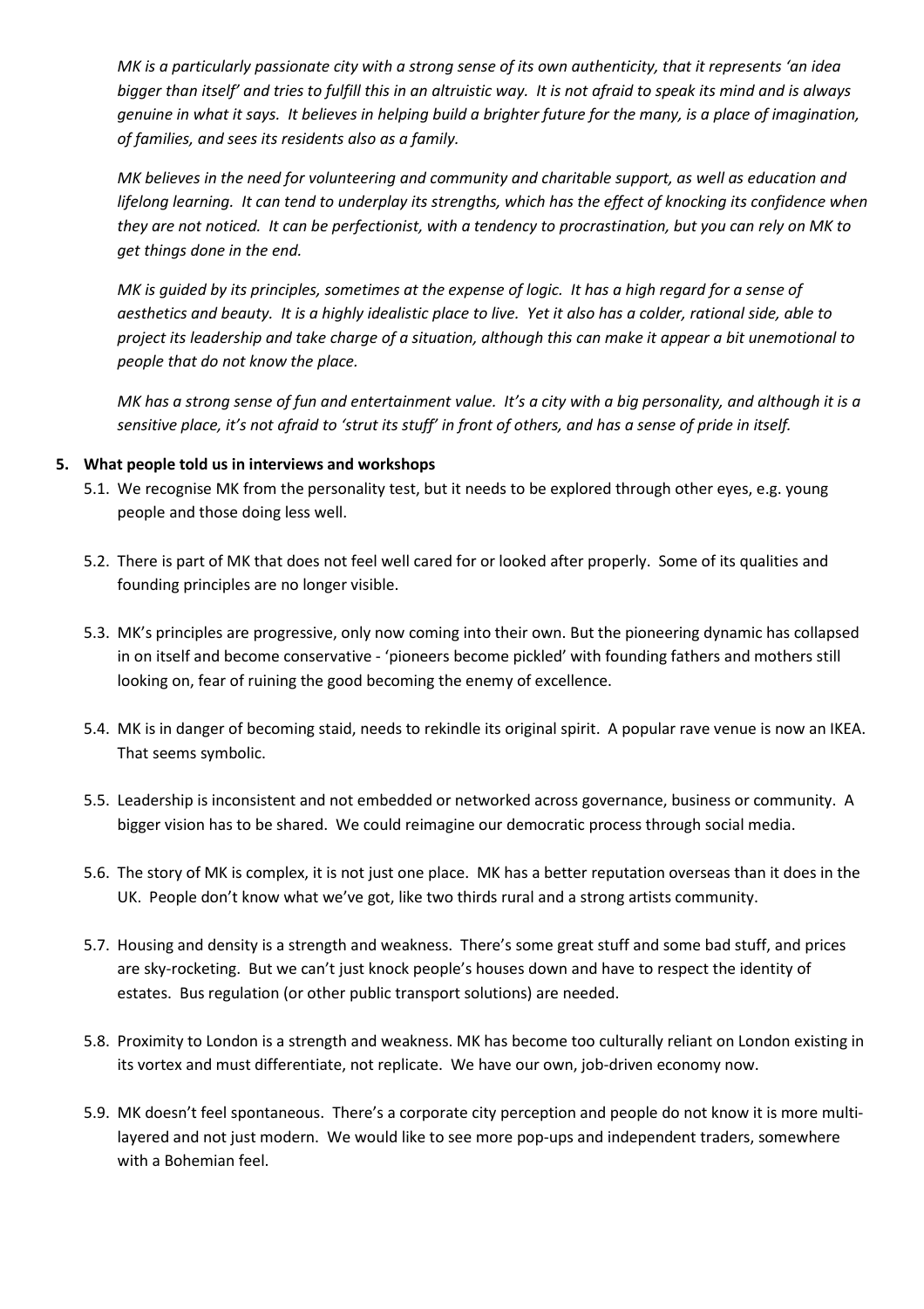*MK is a particularly passionate city with a strong sense of its own authenticity, that it represents 'an idea bigger than itself' and tries to fulfill this in an altruistic way. It is not afraid to speak its mind and is always genuine in what it says. It believes in helping build a brighter future for the many, is a place of imagination, of families, and sees its residents also as a family.*

*MK believes in the need for volunteering and community and charitable support, as well as education and lifelong learning. It can tend to underplay its strengths, which has the effect of knocking its confidence when they are not noticed. It can be perfectionist, with a tendency to procrastination, but you can rely on MK to get things done in the end.*

*MK is guided by its principles, sometimes at the expense of logic. It has a high regard for a sense of aesthetics and beauty. It is a highly idealistic place to live. Yet it also has a colder, rational side, able to project its leadership and take charge of a situation, although this can make it appear a bit unemotional to people that do not know the place.*

*MK has a strong sense of fun and entertainment value. It's a city with a big personality, and although it is a sensitive place, it's not afraid to 'strut its stuff' in front of others, and has a sense of pride in itself.*

## 5. What people told us in interviews and workshops

5.1. We recognise MK from the personality test, but it needs to be explored through other eyes, e.g. young people and those doing less well.

5.2. There is part of MK that does not feel well cared for or looked after properly. Some of its qualities and founding principles are no longer visible.

5.3. MK's principles are progressive, only now coming into their own. But the pioneering dynamic has collapsed in on itself and become conservative - 'pioneers become pickled' with founding fathers and mothers still looking on, fear of ruining the good becoming the enemy of excellence.

5.4. MK is in danger of becoming staid, needs to rekindle its original spirit. A popular rave venue is now an IKEA. That seems symbolic.

5.5. Leadership is inconsistent and not embedded or networked across governance, business or community. A bigger vision has to be shared. We could reimagine our democratic process through social media.

5.6. The story of MK is complex, it is not just one place. MK has a better reputation overseas than it does in the UK. People don't know what we've got, like two thirds rural and a strong artists community.

5.7. Housing and density is a strength and weakness. There's some great stuff and some bad stuff, and prices are sky-rocketing. But we can't just knock people's houses down and have to respect the identity of estates. Bus regulation (or other public transport solutions) are needed.

5.8. Proximity to London is a strength and weakness. MK has become too culturally reliant on London existing in its vortex and must differentiate, not replicate. We have our own, job-driven economy now.

5.9. MK doesn't feel spontaneous. There's a corporate city perception and people do not know it is more multi-layered and not just modern. We would like to see more pop-ups and independent traders, somewhere with a Bohemian feel.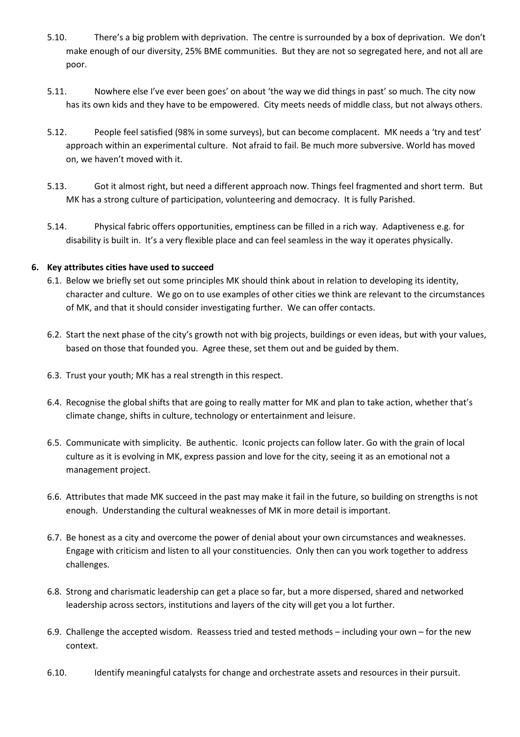5.10. There's a big problem with deprivation. The centre is surrounded by a box of deprivation. We don't make enough of our diversity, 25% BME communities. But they are not so segregated here, and not all are poor.

5.11. Nowhere else I've ever been goes' on about 'the way we did things in past' so much. The city now has its own kids and they have to be empowered. City meets needs of middle class, but not always others.

5.12. People feel satisfied (98% in some surveys), but can become complacent. MK needs a 'try and test' approach within an experimental culture. Not afraid to fail. Be much more subversive. World has moved on, we haven't moved with it.

5.13. Got it almost right, but need a different approach now. Things feel fragmented and short term. But MK has a strong culture of participation, volunteering and democracy. It is fully Parished.

5.14. Physical fabric offers opportunities, emptiness can be filled in a rich way. Adaptiveness e.g. for disability is built in. It's a very flexible place and can feel seamless in the way it operates physically.

## 6. Key attributes cities have used to succeed

6.1. Below we briefly set out some principles MK should think about in relation to developing its identity, character and culture. We go on to use examples of other cities we think are relevant to the circumstances of MK, and that it should consider investigating further. We can offer contacts.

6.2. Start the next phase of the city's growth not with big projects, buildings or even ideas, but with your values, based on those that founded you. Agree these, set them out and be guided by them.

6.3. Trust your youth; MK has a real strength in this respect.

6.4. Recognise the global shifts that are going to really matter for MK and plan to take action, whether that's climate change, shifts in culture, technology or entertainment and leisure.

6.5. Communicate with simplicity. Be authentic. Iconic projects can follow later. Go with the grain of local culture as it is evolving in MK, express passion and love for the city, seeing it as an emotional not a management project.

6.6. Attributes that made MK succeed in the past may make it fail in the future, so building on strengths is not enough. Understanding the cultural weaknesses of MK in more detail is important.

6.7. Be honest as a city and overcome the power of denial about your own circumstances and weaknesses. Engage with criticism and listen to all your constituencies. Only then can you work together to address challenges.

6.8. Strong and charismatic leadership can get a place so far, but a more dispersed, shared and networked leadership across sectors, institutions and layers of the city will get you a lot further.

6.9. Challenge the accepted wisdom. Reassess tried and tested methods – including your own – for the new context.

6.10. Identify meaningful catalysts for change and orchestrate assets and resources in their pursuit.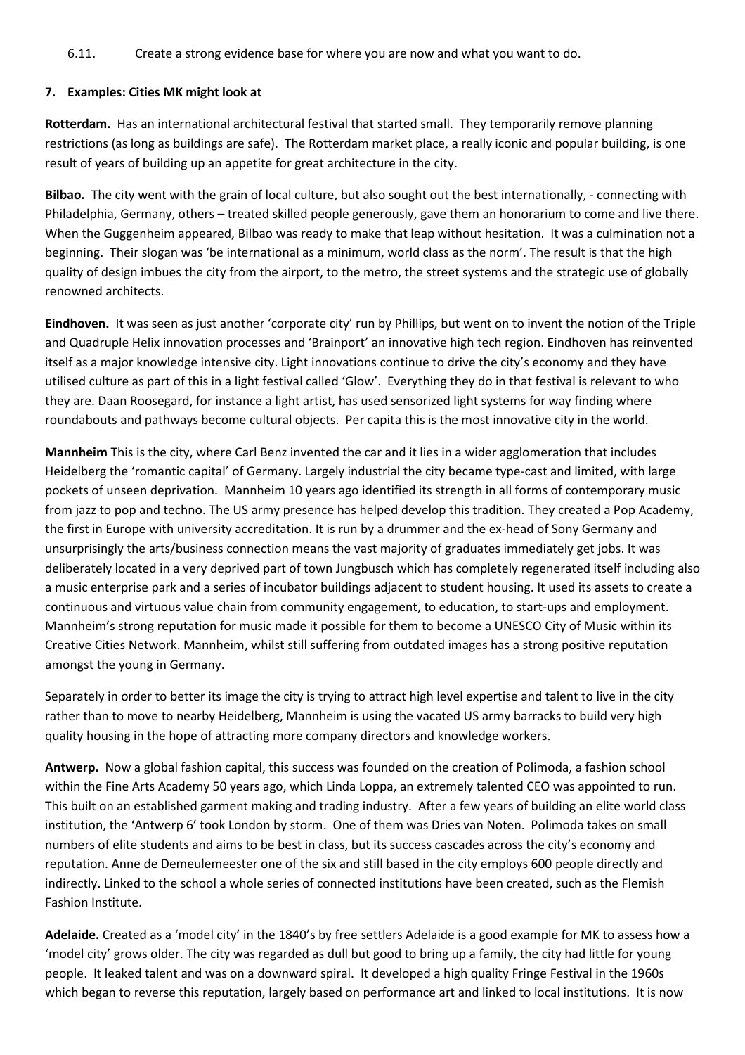6.11. Create a strong evidence base for where you are now and what you want to do.

## 7. Examples: Cities MK might look at

**Rotterdam.** Has an international architectural festival that started small. They temporarily remove planning restrictions (as long as buildings are safe). The Rotterdam market place, a really iconic and popular building, is one result of years of building up an appetite for great architecture in the city.

**Bilbao.** The city went with the grain of local culture, but also sought out the best internationally, - connecting with Philadelphia, Germany, others – treated skilled people generously, gave them an honorarium to come and live there. When the Guggenheim appeared, Bilbao was ready to make that leap without hesitation. It was a culmination not a beginning. Their slogan was 'be international as a minimum, world class as the norm'. The result is that the high quality of design imbues the city from the airport, to the metro, the street systems and the strategic use of globally renowned architects.

**Eindhoven.** It was seen as just another 'corporate city' run by Phillips, but went on to invent the notion of the Triple and Quadruple Helix innovation processes and 'Brainport' an innovative high tech region. Eindhoven has reinvented itself as a major knowledge intensive city. Light innovations continue to drive the city's economy and they have utilised culture as part of this in a light festival called 'Glow'. Everything they do in that festival is relevant to who they are. Daan Roosegard, for instance a light artist, has used sensorized light systems for way finding where roundabouts and pathways become cultural objects. Per capita this is the most innovative city in the world.

**Mannheim** This is the city, where Carl Benz invented the car and it lies in a wider agglomeration that includes Heidelberg the 'romantic capital' of Germany. Largely industrial the city became type-cast and limited, with large pockets of unseen deprivation. Mannheim 10 years ago identified its strength in all forms of contemporary music from jazz to pop and techno. The US army presence has helped develop this tradition. They created a Pop Academy, the first in Europe with university accreditation. It is run by a drummer and the ex-head of Sony Germany and unsurprisingly the arts/business connection means the vast majority of graduates immediately get jobs. It was deliberately located in a very deprived part of town Jungbusch which has completely regenerated itself including also a music enterprise park and a series of incubator buildings adjacent to student housing. It used its assets to create a continuous and virtuous value chain from community engagement, to education, to start-ups and employment. Mannheim's strong reputation for music made it possible for them to become a UNESCO City of Music within its Creative Cities Network. Mannheim, whilst still suffering from outdated images has a strong positive reputation amongst the young in Germany.

Separately in order to better its image the city is trying to attract high level expertise and talent to live in the city rather than to move to nearby Heidelberg, Mannheim is using the vacated US army barracks to build very high quality housing in the hope of attracting more company directors and knowledge workers.

**Antwerp.** Now a global fashion capital, this success was founded on the creation of Polimoda, a fashion school within the Fine Arts Academy 50 years ago, which Linda Loppa, an extremely talented CEO was appointed to run. This built on an established garment making and trading industry. After a few years of building an elite world class institution, the 'Antwerp 6' took London by storm. One of them was Dries van Noten. Polimoda takes on small numbers of elite students and aims to be best in class, but its success cascades across the city's economy and reputation. Anne de Demeulemeester one of the six and still based in the city employs 600 people directly and indirectly. Linked to the school a whole series of connected institutions have been created, such as the Flemish Fashion Institute.

**Adelaide.** Created as a 'model city' in the 1840's by free settlers Adelaide is a good example for MK to assess how a 'model city' grows older. The city was regarded as dull but good to bring up a family, the city had little for young people. It leaked talent and was on a downward spiral. It developed a high quality Fringe Festival in the 1960s which began to reverse this reputation, largely based on performance art and linked to local institutions. It is now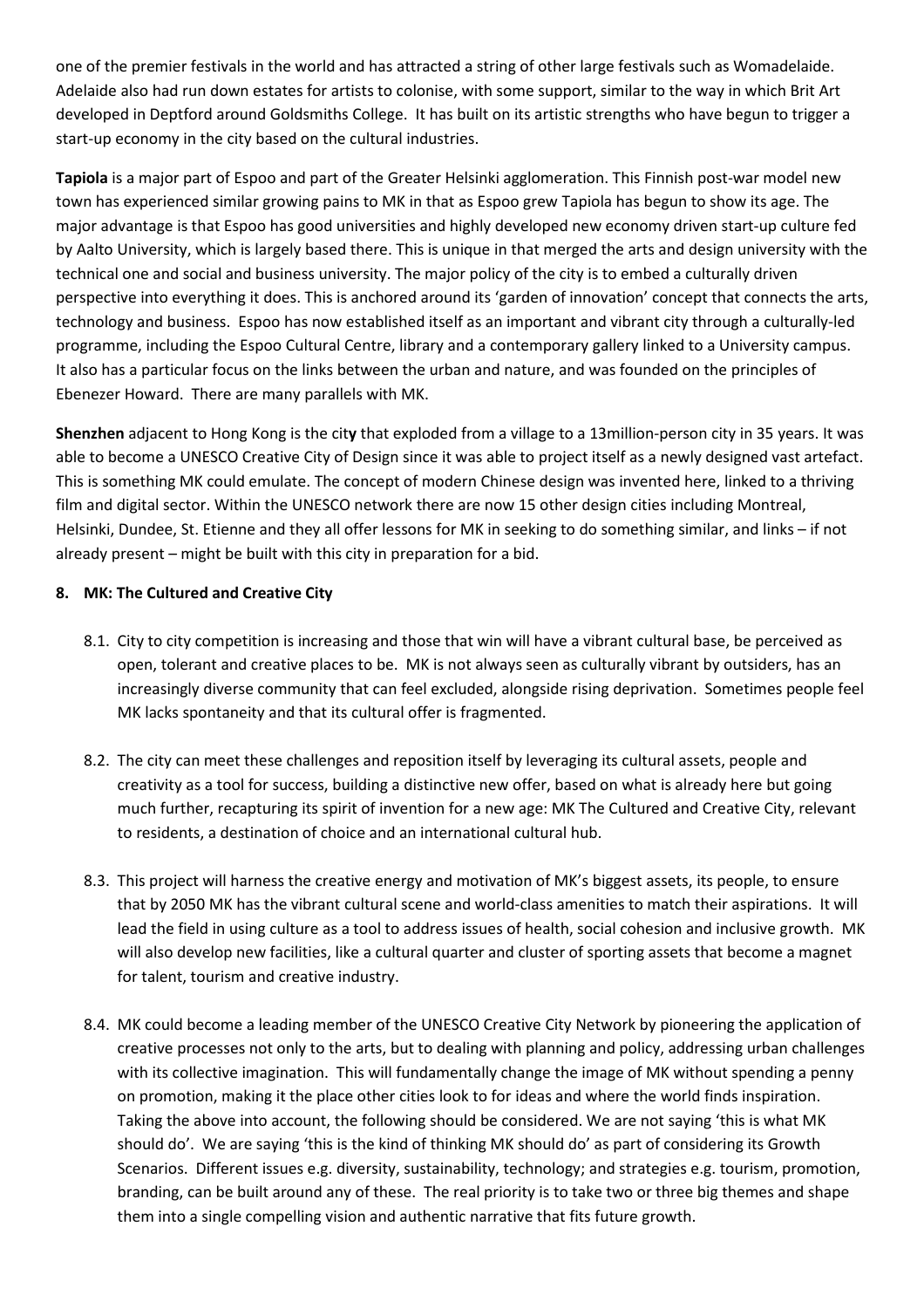one of the premier festivals in the world and has attracted a string of other large festivals such as Womadelaide. Adelaide also had run down estates for artists to colonise, with some support, similar to the way in which Brit Art developed in Deptford around Goldsmiths College. It has built on its artistic strengths who have begun to trigger a start-up economy in the city based on the cultural industries.

**Tapiola** is a major part of Espoo and part of the Greater Helsinki agglomeration. This Finnish post-war model new town has experienced similar growing pains to MK in that as Espoo grew Tapiola has begun to show its age. The major advantage is that Espoo has good universities and highly developed new economy driven start-up culture fed by Aalto University, which is largely based there. This is unique in that merged the arts and design university with the technical one and social and business university. The major policy of the city is to embed a culturally driven perspective into everything it does. This is anchored around its 'garden of innovation' concept that connects the arts, technology and business. Espoo has now established itself as an important and vibrant city through a culturally-led programme, including the Espoo Cultural Centre, library and a contemporary gallery linked to a University campus. It also has a particular focus on the links between the urban and nature, and was founded on the principles of Ebenezer Howard. There are many parallels with MK.

**Shenzhen** adjacent to Hong Kong is the cit**y** that exploded from a village to a 13million-person city in 35 years. It was able to become a UNESCO Creative City of Design since it was able to project itself as a newly designed vast artefact. This is something MK could emulate. The concept of modern Chinese design was invented here, linked to a thriving film and digital sector. Within the UNESCO network there are now 15 other design cities including Montreal, Helsinki, Dundee, St. Etienne and they all offer lessons for MK in seeking to do something similar, and links – if not already present – might be built with this city in preparation for a bid.

## 8. MK: The Cultured and Creative City

8.1. City to city competition is increasing and those that win will have a vibrant cultural base, be perceived as open, tolerant and creative places to be. MK is not always seen as culturally vibrant by outsiders, has an increasingly diverse community that can feel excluded, alongside rising deprivation. Sometimes people feel MK lacks spontaneity and that its cultural offer is fragmented.

8.2. The city can meet these challenges and reposition itself by leveraging its cultural assets, people and creativity as a tool for success, building a distinctive new offer, based on what is already here but going much further, recapturing its spirit of invention for a new age: MK The Cultured and Creative City, relevant to residents, a destination of choice and an international cultural hub.

8.3. This project will harness the creative energy and motivation of MK's biggest assets, its people, to ensure that by 2050 MK has the vibrant cultural scene and world-class amenities to match their aspirations. It will lead the field in using culture as a tool to address issues of health, social cohesion and inclusive growth. MK will also develop new facilities, like a cultural quarter and cluster of sporting assets that become a magnet for talent, tourism and creative industry.

8.4. MK could become a leading member of the UNESCO Creative City Network by pioneering the application of creative processes not only to the arts, but to dealing with planning and policy, addressing urban challenges with its collective imagination. This will fundamentally change the image of MK without spending a penny on promotion, making it the place other cities look to for ideas and where the world finds inspiration. Taking the above into account, the following should be considered. We are not saying 'this is what MK should do'. We are saying 'this is the kind of thinking MK should do' as part of considering its Growth Scenarios. Different issues e.g. diversity, sustainability, technology; and strategies e.g. tourism, promotion, branding, can be built around any of these. The real priority is to take two or three big themes and shape them into a single compelling vision and authentic narrative that fits future growth.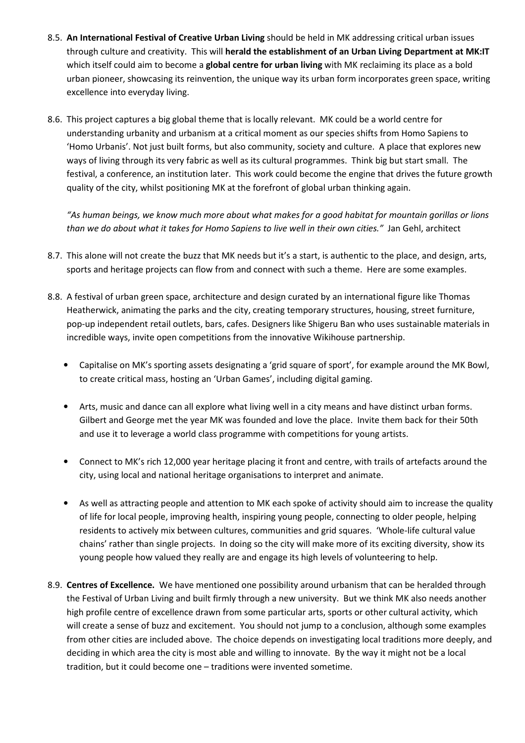8.5. **An International Festival of Creative Urban Living** should be held in MK addressing critical urban issues through culture and creativity. This will **herald the establishment of an Urban Living Department at MK:IT** which itself could aim to become a **global centre for urban living** with MK reclaiming its place as a bold urban pioneer, showcasing its reinvention, the unique way its urban form incorporates green space, writing excellence into everyday living.

8.6. This project captures a big global theme that is locally relevant. MK could be a world centre for understanding urbanity and urbanism at a critical moment as our species shifts from Homo Sapiens to 'Homo Urbanis'. Not just built forms, but also community, society and culture. A place that explores new ways of living through its very fabric as well as its cultural programmes. Think big but start small. The festival, a conference, an institution later. This work could become the engine that drives the future growth quality of the city, whilst positioning MK at the forefront of global urban thinking again.

*"As human beings, we know much more about what makes for a good habitat for mountain gorillas or lions than we do about what it takes for Homo Sapiens to live well in their own cities."* Jan Gehl, architect

8.7. This alone will not create the buzz that MK needs but it's a start, is authentic to the place, and design, arts, sports and heritage projects can flow from and connect with such a theme. Here are some examples.

8.8. A festival of urban green space, architecture and design curated by an international figure like Thomas Heatherwick, animating the parks and the city, creating temporary structures, housing, street furniture, pop-up independent retail outlets, bars, cafes. Designers like Shigeru Ban who uses sustainable materials in incredible ways, invite open competitions from the innovative Wikihouse partnership.

- Capitalise on MK's sporting assets designating a 'grid square of sport', for example around the MK Bowl, to create critical mass, hosting an 'Urban Games', including digital gaming.

- Arts, music and dance can all explore what living well in a city means and have distinct urban forms. Gilbert and George met the year MK was founded and love the place. Invite them back for their 50th and use it to leverage a world class programme with competitions for young artists.

- Connect to MK's rich 12,000 year heritage placing it front and centre, with trails of artefacts around the city, using local and national heritage organisations to interpret and animate.

- As well as attracting people and attention to MK each spoke of activity should aim to increase the quality of life for local people, improving health, inspiring young people, connecting to older people, helping residents to actively mix between cultures, communities and grid squares. 'Whole-life cultural value chains' rather than single projects. In doing so the city will make more of its exciting diversity, show its young people how valued they really are and engage its high levels of volunteering to help.

8.9. **Centres of Excellence.** We have mentioned one possibility around urbanism that can be heralded through the Festival of Urban Living and built firmly through a new university. But we think MK also needs another high profile centre of excellence drawn from some particular arts, sports or other cultural activity, which will create a sense of buzz and excitement. You should not jump to a conclusion, although some examples from other cities are included above. The choice depends on investigating local traditions more deeply, and deciding in which area the city is most able and willing to innovate. By the way it might not be a local tradition, but it could become one – traditions were invented sometime.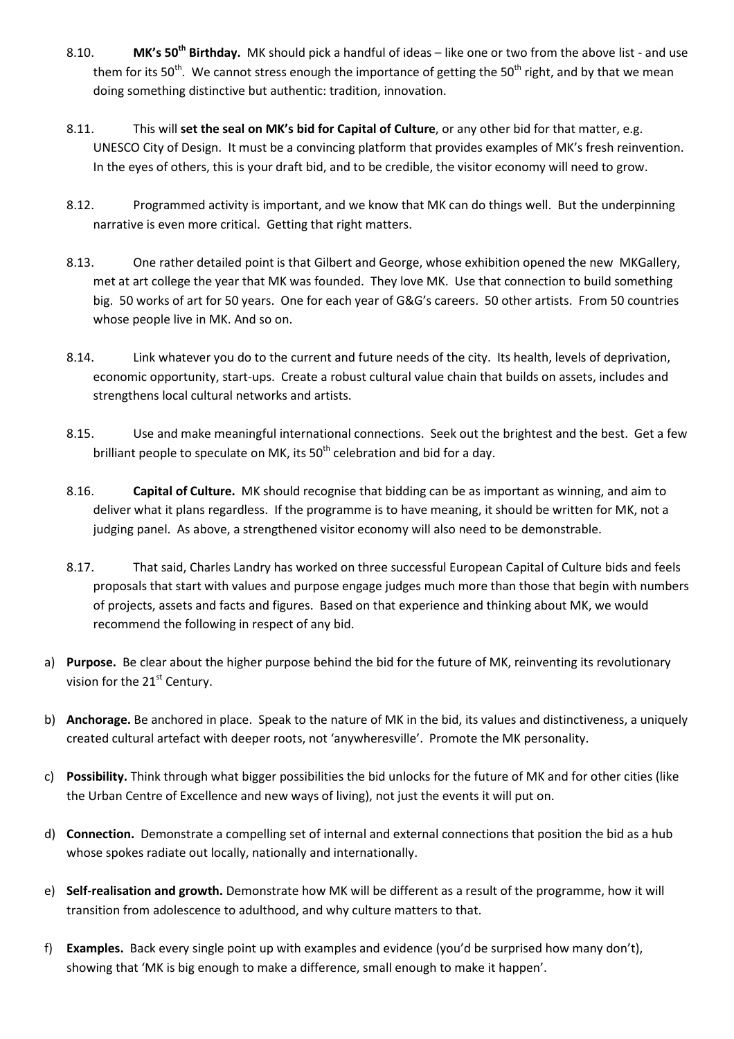8.10. **MK's 50th Birthday.** MK should pick a handful of ideas – like one or two from the above list - and use them for its 50th. We cannot stress enough the importance of getting the 50th right, and by that we mean doing something distinctive but authentic: tradition, innovation.

8.11. This will **set the seal on MK's bid for Capital of Culture**, or any other bid for that matter, e.g. UNESCO City of Design. It must be a convincing platform that provides examples of MK's fresh reinvention. In the eyes of others, this is your draft bid, and to be credible, the visitor economy will need to grow.

8.12. Programmed activity is important, and we know that MK can do things well. But the underpinning narrative is even more critical. Getting that right matters.

8.13. One rather detailed point is that Gilbert and George, whose exhibition opened the new MKGallery, met at art college the year that MK was founded. They love MK. Use that connection to build something big. 50 works of art for 50 years. One for each year of G&G's careers. 50 other artists. From 50 countries whose people live in MK. And so on.

8.14. Link whatever you do to the current and future needs of the city. Its health, levels of deprivation, economic opportunity, start-ups. Create a robust cultural value chain that builds on assets, includes and strengthens local cultural networks and artists.

8.15. Use and make meaningful international connections. Seek out the brightest and the best. Get a few brilliant people to speculate on MK, its 50th celebration and bid for a day.

8.16. **Capital of Culture.** MK should recognise that bidding can be as important as winning, and aim to deliver what it plans regardless. If the programme is to have meaning, it should be written for MK, not a judging panel. As above, a strengthened visitor economy will also need to be demonstrable.

8.17. That said, Charles Landry has worked on three successful European Capital of Culture bids and feels proposals that start with values and purpose engage judges much more than those that begin with numbers of projects, assets and facts and figures. Based on that experience and thinking about MK, we would recommend the following in respect of any bid.

a) **Purpose.** Be clear about the higher purpose behind the bid for the future of MK, reinventing its revolutionary vision for the 21st Century.

b) **Anchorage.** Be anchored in place. Speak to the nature of MK in the bid, its values and distinctiveness, a uniquely created cultural artefact with deeper roots, not 'anywheresville'. Promote the MK personality.

c) **Possibility.** Think through what bigger possibilities the bid unlocks for the future of MK and for other cities (like the Urban Centre of Excellence and new ways of living), not just the events it will put on.

d) **Connection.** Demonstrate a compelling set of internal and external connections that position the bid as a hub whose spokes radiate out locally, nationally and internationally.

e) **Self-realisation and growth.** Demonstrate how MK will be different as a result of the programme, how it will transition from adolescence to adulthood, and why culture matters to that.

f) **Examples.** Back every single point up with examples and evidence (you'd be surprised how many don't), showing that 'MK is big enough to make a difference, small enough to make it happen'.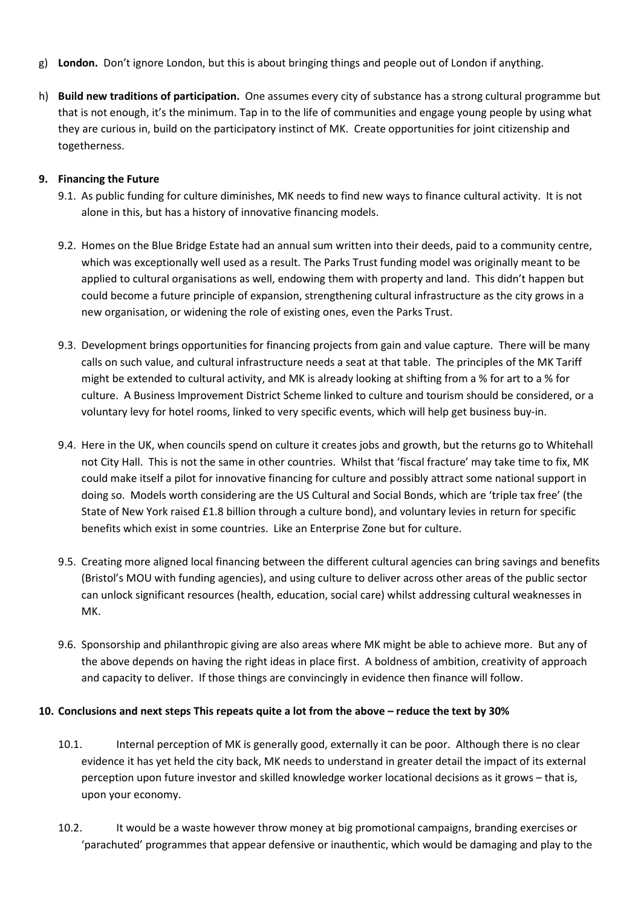g) **London.** Don't ignore London, but this is about bringing things and people out of London if anything.

h) **Build new traditions of participation.** One assumes every city of substance has a strong cultural programme but that is not enough, it's the minimum. Tap in to the life of communities and engage young people by using what they are curious in, build on the participatory instinct of MK. Create opportunities for joint citizenship and togetherness.

**9. Financing the Future**

9.1. As public funding for culture diminishes, MK needs to find new ways to finance cultural activity. It is not alone in this, but has a history of innovative financing models.

9.2. Homes on the Blue Bridge Estate had an annual sum written into their deeds, paid to a community centre, which was exceptionally well used as a result. The Parks Trust funding model was originally meant to be applied to cultural organisations as well, endowing them with property and land. This didn't happen but could become a future principle of expansion, strengthening cultural infrastructure as the city grows in a new organisation, or widening the role of existing ones, even the Parks Trust.

9.3. Development brings opportunities for financing projects from gain and value capture. There will be many calls on such value, and cultural infrastructure needs a seat at that table. The principles of the MK Tariff might be extended to cultural activity, and MK is already looking at shifting from a % for art to a % for culture. A Business Improvement District Scheme linked to culture and tourism should be considered, or a voluntary levy for hotel rooms, linked to very specific events, which will help get business buy-in.

9.4. Here in the UK, when councils spend on culture it creates jobs and growth, but the returns go to Whitehall not City Hall. This is not the same in other countries. Whilst that 'fiscal fracture' may take time to fix, MK could make itself a pilot for innovative financing for culture and possibly attract some national support in doing so. Models worth considering are the US Cultural and Social Bonds, which are 'triple tax free' (the State of New York raised £1.8 billion through a culture bond), and voluntary levies in return for specific benefits which exist in some countries. Like an Enterprise Zone but for culture.

9.5. Creating more aligned local financing between the different cultural agencies can bring savings and benefits (Bristol's MOU with funding agencies), and using culture to deliver across other areas of the public sector can unlock significant resources (health, education, social care) whilst addressing cultural weaknesses in MK.

9.6. Sponsorship and philanthropic giving are also areas where MK might be able to achieve more. But any of the above depends on having the right ideas in place first. A boldness of ambition, creativity of approach and capacity to deliver. If those things are convincingly in evidence then finance will follow.

**10. Conclusions and next steps This repeats quite a lot from the above – reduce the text by 30%**

10.1. Internal perception of MK is generally good, externally it can be poor. Although there is no clear evidence it has yet held the city back, MK needs to understand in greater detail the impact of its external perception upon future investor and skilled knowledge worker locational decisions as it grows – that is, upon your economy.

10.2. It would be a waste however throw money at big promotional campaigns, branding exercises or 'parachuted' programmes that appear defensive or inauthentic, which would be damaging and play to the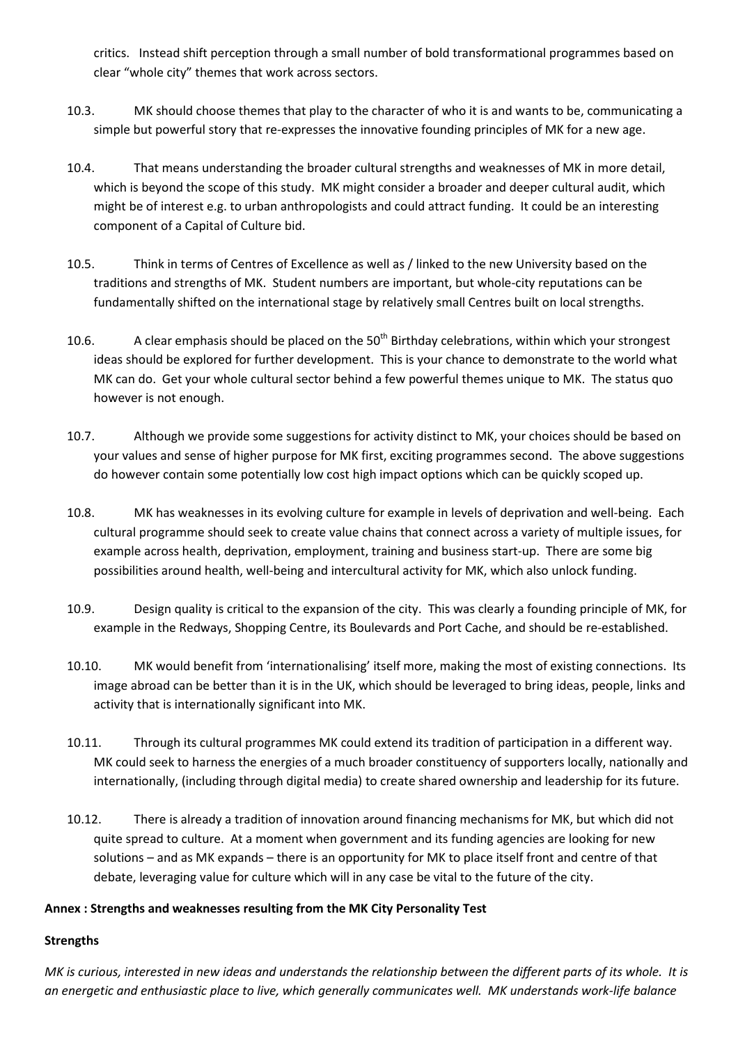critics. Instead shift perception through a small number of bold transformational programmes based on clear "whole city" themes that work across sectors.

10.3. MK should choose themes that play to the character of who it is and wants to be, communicating a simple but powerful story that re-expresses the innovative founding principles of MK for a new age.

10.4. That means understanding the broader cultural strengths and weaknesses of MK in more detail, which is beyond the scope of this study. MK might consider a broader and deeper cultural audit, which might be of interest e.g. to urban anthropologists and could attract funding. It could be an interesting component of a Capital of Culture bid.

10.5. Think in terms of Centres of Excellence as well as / linked to the new University based on the traditions and strengths of MK. Student numbers are important, but whole-city reputations can be fundamentally shifted on the international stage by relatively small Centres built on local strengths.

10.6. A clear emphasis should be placed on the 50th Birthday celebrations, within which your strongest ideas should be explored for further development. This is your chance to demonstrate to the world what MK can do. Get your whole cultural sector behind a few powerful themes unique to MK. The status quo however is not enough.

10.7. Although we provide some suggestions for activity distinct to MK, your choices should be based on your values and sense of higher purpose for MK first, exciting programmes second. The above suggestions do however contain some potentially low cost high impact options which can be quickly scoped up.

10.8. MK has weaknesses in its evolving culture for example in levels of deprivation and well-being. Each cultural programme should seek to create value chains that connect across a variety of multiple issues, for example across health, deprivation, employment, training and business start-up. There are some big possibilities around health, well-being and intercultural activity for MK, which also unlock funding.

10.9. Design quality is critical to the expansion of the city. This was clearly a founding principle of MK, for example in the Redways, Shopping Centre, its Boulevards and Port Cache, and should be re-established.

10.10. MK would benefit from 'internationalising' itself more, making the most of existing connections. Its image abroad can be better than it is in the UK, which should be leveraged to bring ideas, people, links and activity that is internationally significant into MK.

10.11. Through its cultural programmes MK could extend its tradition of participation in a different way. MK could seek to harness the energies of a much broader constituency of supporters locally, nationally and internationally, (including through digital media) to create shared ownership and leadership for its future.

10.12. There is already a tradition of innovation around financing mechanisms for MK, but which did not quite spread to culture. At a moment when government and its funding agencies are looking for new solutions – and as MK expands – there is an opportunity for MK to place itself front and centre of that debate, leveraging value for culture which will in any case be vital to the future of the city.

**Annex : Strengths and weaknesses resulting from the MK City Personality Test**

**Strengths**

*MK is curious, interested in new ideas and understands the relationship between the different parts of its whole. It is an energetic and enthusiastic place to live, which generally communicates well. MK understands work-life balance*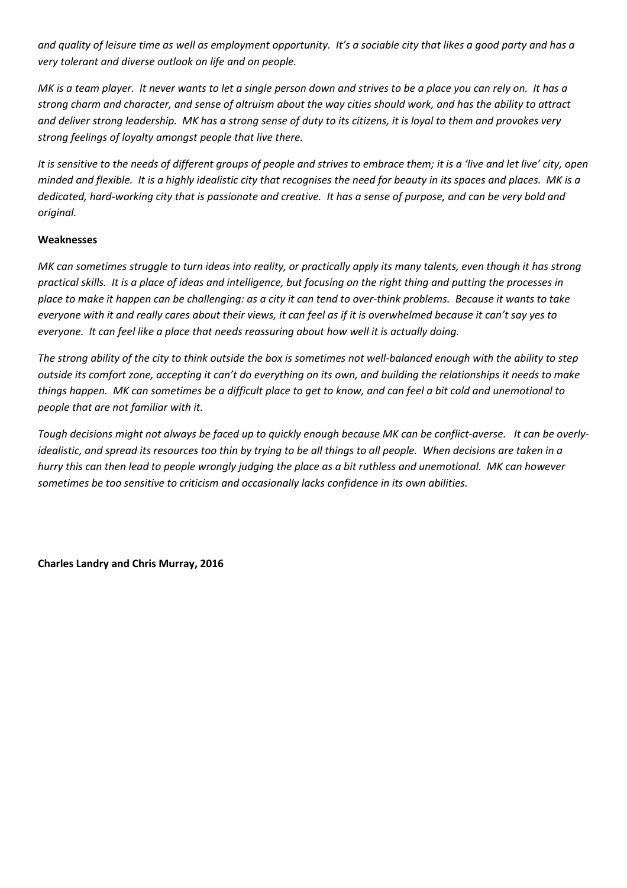*and quality of leisure time as well as employment opportunity. It's a sociable city that likes a good party and has a very tolerant and diverse outlook on life and on people.*

*MK is a team player. It never wants to let a single person down and strives to be a place you can rely on. It has a strong charm and character, and sense of altruism about the way cities should work, and has the ability to attract and deliver strong leadership. MK has a strong sense of duty to its citizens, it is loyal to them and provokes very strong feelings of loyalty amongst people that live there.*

*It is sensitive to the needs of different groups of people and strives to embrace them; it is a 'live and let live' city, open minded and flexible. It is a highly idealistic city that recognises the need for beauty in its spaces and places. MK is a dedicated, hard-working city that is passionate and creative. It has a sense of purpose, and can be very bold and original.*

**Weaknesses**

*MK can sometimes struggle to turn ideas into reality, or practically apply its many talents, even though it has strong practical skills. It is a place of ideas and intelligence, but focusing on the right thing and putting the processes in place to make it happen can be challenging: as a city it can tend to over-think problems. Because it wants to take everyone with it and really cares about their views, it can feel as if it is overwhelmed because it can't say yes to everyone. It can feel like a place that needs reassuring about how well it is actually doing.*

*The strong ability of the city to think outside the box is sometimes not well-balanced enough with the ability to step outside its comfort zone, accepting it can't do everything on its own, and building the relationships it needs to make things happen. MK can sometimes be a difficult place to get to know, and can feel a bit cold and unemotional to people that are not familiar with it.*

*Tough decisions might not always be faced up to quickly enough because MK can be conflict-averse. It can be overly-idealistic, and spread its resources too thin by trying to be all things to all people. When decisions are taken in a hurry this can then lead to people wrongly judging the place as a bit ruthless and unemotional. MK can however sometimes be too sensitive to criticism and occasionally lacks confidence in its own abilities.*

**Charles Landry and Chris Murray, 2016**